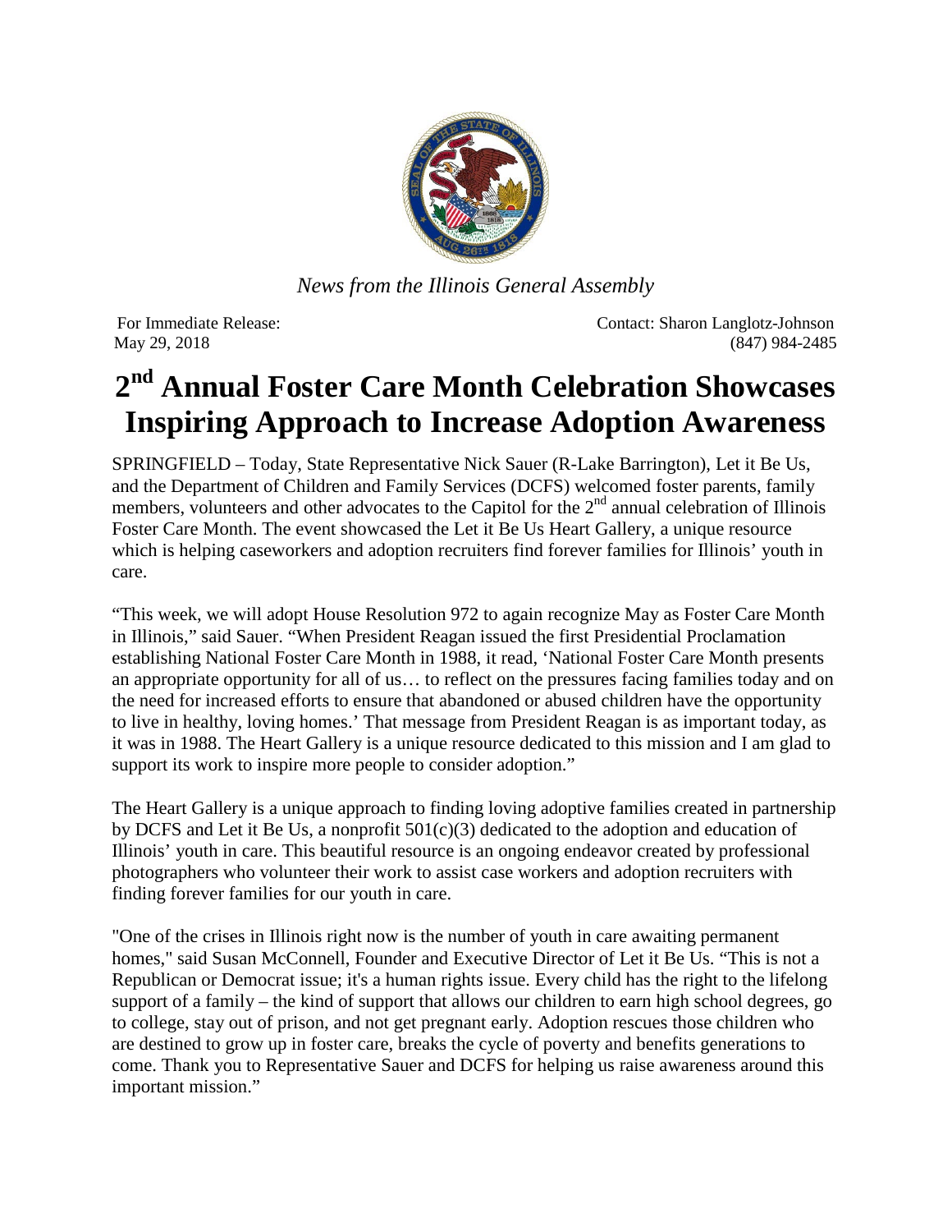*News from the Illinois General Assembly*

For Immediate Release:
May 29, 2018

Contact: Sharon Langlotz-Johnson
(847) 984-2485

# 2nd Annual Foster Care Month Celebration Showcases Inspiring Approach to Increase Adoption Awareness

SPRINGFIELD – Today, State Representative Nick Sauer (R-Lake Barrington), Let it Be Us, and the Department of Children and Family Services (DCFS) welcomed foster parents, family members, volunteers and other advocates to the Capitol for the 2nd annual celebration of Illinois Foster Care Month. The event showcased the Let it Be Us Heart Gallery, a unique resource which is helping caseworkers and adoption recruiters find forever families for Illinois' youth in care.

"This week, we will adopt House Resolution 972 to again recognize May as Foster Care Month in Illinois," said Sauer. "When President Reagan issued the first Presidential Proclamation establishing National Foster Care Month in 1988, it read, 'National Foster Care Month presents an appropriate opportunity for all of us… to reflect on the pressures facing families today and on the need for increased efforts to ensure that abandoned or abused children have the opportunity to live in healthy, loving homes.' That message from President Reagan is as important today, as it was in 1988. The Heart Gallery is a unique resource dedicated to this mission and I am glad to support its work to inspire more people to consider adoption."

The Heart Gallery is a unique approach to finding loving adoptive families created in partnership by DCFS and Let it Be Us, a nonprofit 501(c)(3) dedicated to the adoption and education of Illinois' youth in care. This beautiful resource is an ongoing endeavor created by professional photographers who volunteer their work to assist case workers and adoption recruiters with finding forever families for our youth in care.

"One of the crises in Illinois right now is the number of youth in care awaiting permanent homes," said Susan McConnell, Founder and Executive Director of Let it Be Us. "This is not a Republican or Democrat issue; it's a human rights issue. Every child has the right to the lifelong support of a family – the kind of support that allows our children to earn high school degrees, go to college, stay out of prison, and not get pregnant early. Adoption rescues those children who are destined to grow up in foster care, breaks the cycle of poverty and benefits generations to come. Thank you to Representative Sauer and DCFS for helping us raise awareness around this important mission."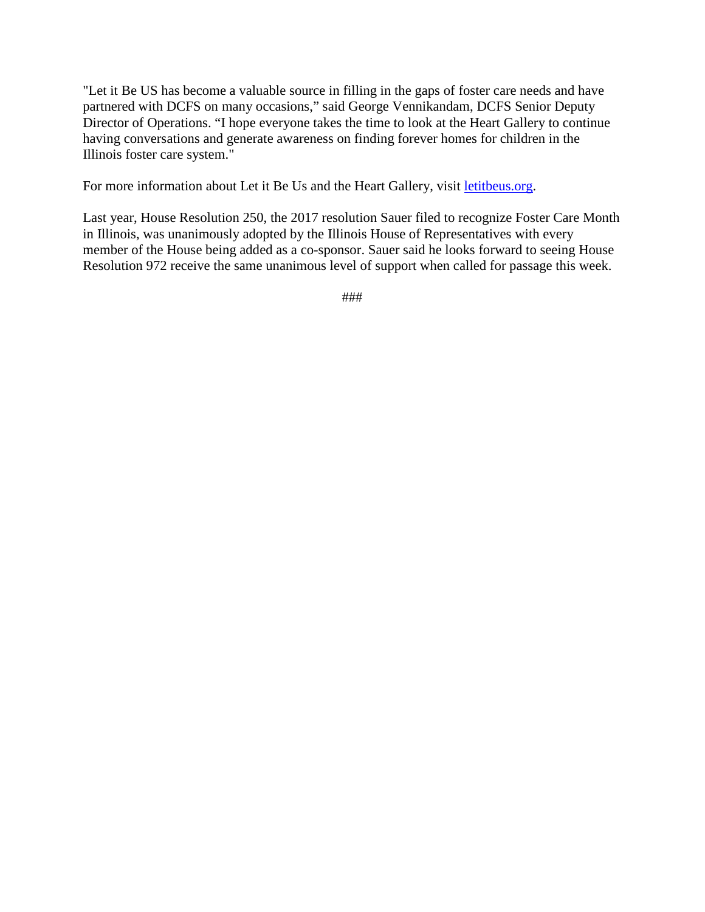"Let it Be US has become a valuable source in filling in the gaps of foster care needs and have partnered with DCFS on many occasions," said George Vennikandam, DCFS Senior Deputy Director of Operations. "I hope everyone takes the time to look at the Heart Gallery to continue having conversations and generate awareness on finding forever homes for children in the Illinois foster care system."

For more information about Let it Be Us and the Heart Gallery, visit [letitbeus.org](letitbeus.org).

Last year, House Resolution 250, the 2017 resolution Sauer filed to recognize Foster Care Month in Illinois, was unanimously adopted by the Illinois House of Representatives with every member of the House being added as a co-sponsor. Sauer said he looks forward to seeing House Resolution 972 receive the same unanimous level of support when called for passage this week.

###